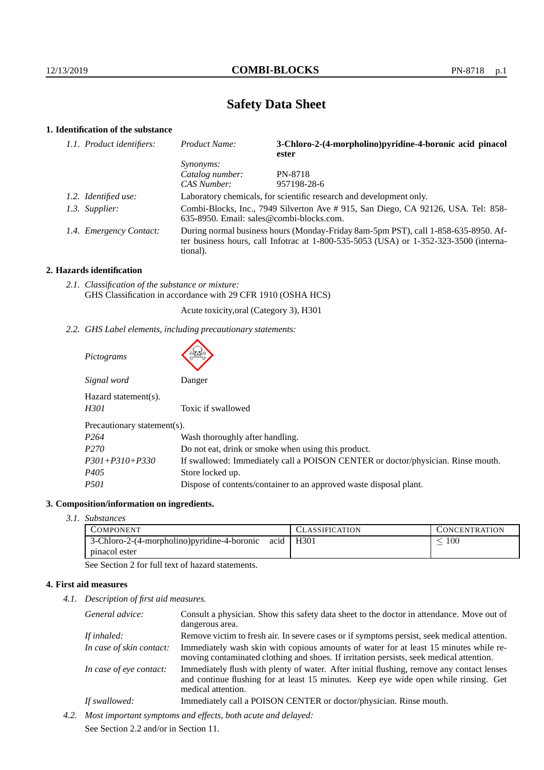# Safety Data Sheet

## 1. Identification of the substance

| | | |
|---|---|---|
| *1.1. Product identifiers:* | *Product Name:* | **3-Chloro-2-(4-morpholino)pyridine-4-boronic acid pinacol ester** |
| | *Synonyms:* | |
| | *Catalog number:* | PN-8718 |
| | *CAS Number:* | 957198-28-6 |
| *1.2. Identified use:* | Laboratory chemicals, for scientific research and development only. | |
| *1.3. Supplier:* | Combi-Blocks, Inc., 7949 Silverton Ave # 915, San Diego, CA 92126, USA. Tel: 858-635-8950. Email: sales@combi-blocks.com. | |
| *1.4. Emergency Contact:* | During normal business hours (Monday-Friday 8am-5pm PST), call 1-858-635-8950. After business hours, call Infotrac at 1-800-535-5053 (USA) or 1-352-323-3500 (international). | |

## 2. Hazards identification

*2.1. Classification of the substance or mixture:*
GHS Classification in accordance with 29 CFR 1910 (OSHA HCS)

Acute toxicity,oral (Category 3), H301

*2.2. GHS Label elements, including precautionary statements:*

*Pictograms*

*Signal word* Danger

Hazard statement(s).

| | |
|---|---|
| *H301* | Toxic if swallowed |

Precautionary statement(s).

| | |
|---|---|
| *P264* | Wash thoroughly after handling. |
| *P270* | Do not eat, drink or smoke when using this product. |
| *P301+P310+P330* | If swallowed: Immediately call a POISON CENTER or doctor/physician. Rinse mouth. |
| *P405* | Store locked up. |
| *P501* | Dispose of contents/container to an approved waste disposal plant. |

## 3. Composition/information on ingredients.

*3.1. Substances*

| COMPONENT | CLASSIFICATION | CONCENTRATION |
|---|---|---|
| 3-Chloro-2-(4-morpholino)pyridine-4-boronic acid pinacol ester | H301 | $\leq 100$ |

See Section 2 for full text of hazard statements.

## 4. First aid measures

*4.1. Description of first aid measures.*

| | |
|---|---|
| *General advice:* | Consult a physician. Show this safety data sheet to the doctor in attendance. Move out of dangerous area. |
| *If inhaled:* | Remove victim to fresh air. In severe cases or if symptoms persist, seek medical attention. |
| *In case of skin contact:* | Immediately wash skin with copious amounts of water for at least 15 minutes while removing contaminated clothing and shoes. If irritation persists, seek medical attention. |
| *In case of eye contact:* | Immediately flush with plenty of water. After initial flushing, remove any contact lenses and continue flushing for at least 15 minutes. Keep eye wide open while rinsing. Get medical attention. |
| *If swallowed:* | Immediately call a POISON CENTER or doctor/physician. Rinse mouth. |

*4.2. Most important symptoms and effects, both acute and delayed:*
See Section 2.2 and/or in Section 11.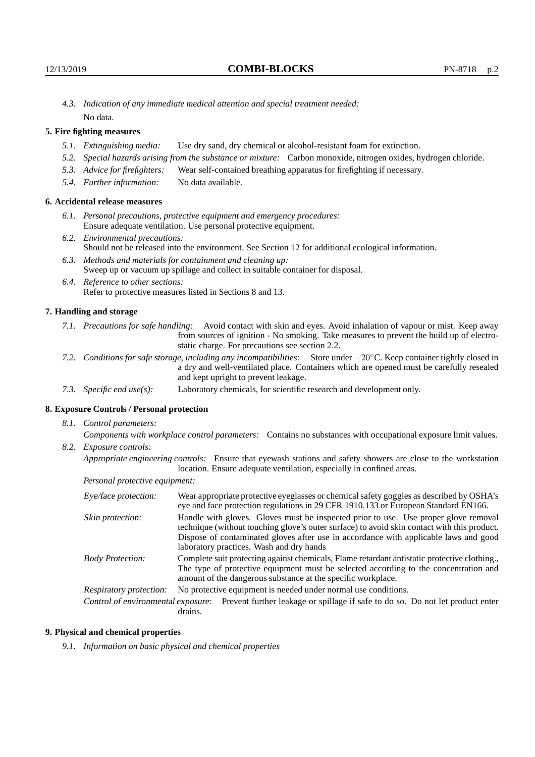*4.3. Indication of any immediate medical attention and special treatment needed:*
No data.

## 5. Fire fighting measures

- *5.1. Extinguishing media:* Use dry sand, dry chemical or alcohol-resistant foam for extinction.
- *5.2. Special hazards arising from the substance or mixture:* Carbon monoxide, nitrogen oxides, hydrogen chloride.
- *5.3. Advice for firefighters:* Wear self-contained breathing apparatus for firefighting if necessary.
- *5.4. Further information:* No data available.

## 6. Accidental release measures

- *6.1. Personal precautions, protective equipment and emergency procedures:*
  Ensure adequate ventilation. Use personal protective equipment.
- *6.2. Environmental precautions:*
  Should not be released into the environment. See Section 12 for additional ecological information.
- *6.3. Methods and materials for containment and cleaning up:*
  Sweep up or vacuum up spillage and collect in suitable container for disposal.
- *6.4. Reference to other sections:*
  Refer to protective measures listed in Sections 8 and 13.

## 7. Handling and storage

- *7.1. Precautions for safe handling:* Avoid contact with skin and eyes. Avoid inhalation of vapour or mist. Keep away from sources of ignition - No smoking. Take measures to prevent the build up of electrostatic charge. For precautions see section 2.2.
- *7.2. Conditions for safe storage, including any incompatibilities:* Store under $-20^{\circ}$C. Keep container tightly closed in a dry and well-ventilated place. Containers which are opened must be carefully resealed and kept upright to prevent leakage.
- *7.3. Specific end use(s):* Laboratory chemicals, for scientific research and development only.

## 8. Exposure Controls / Personal protection

- *8.1. Control parameters:*
  *Components with workplace control parameters:* Contains no substances with occupational exposure limit values.
- *8.2. Exposure controls:*
  *Appropriate engineering controls:* Ensure that eyewash stations and safety showers are close to the workstation location. Ensure adequate ventilation, especially in confined areas.

  *Personal protective equipment:*

  *Eye/face protection:* Wear appropriate protective eyeglasses or chemical safety goggles as described by OSHA's eye and face protection regulations in 29 CFR 1910.133 or European Standard EN166.

  *Skin protection:* Handle with gloves. Gloves must be inspected prior to use. Use proper glove removal technique (without touching glove's outer surface) to avoid skin contact with this product. Dispose of contaminated gloves after use in accordance with applicable laws and good laboratory practices. Wash and dry hands

  *Body Protection:* Complete suit protecting against chemicals, Flame retardant antistatic protective clothing., The type of protective equipment must be selected according to the concentration and amount of the dangerous substance at the specific workplace.

  *Respiratory protection:* No protective equipment is needed under normal use conditions.

  *Control of environmental exposure:* Prevent further leakage or spillage if safe to do so. Do not let product enter drains.

## 9. Physical and chemical properties

*9.1. Information on basic physical and chemical properties*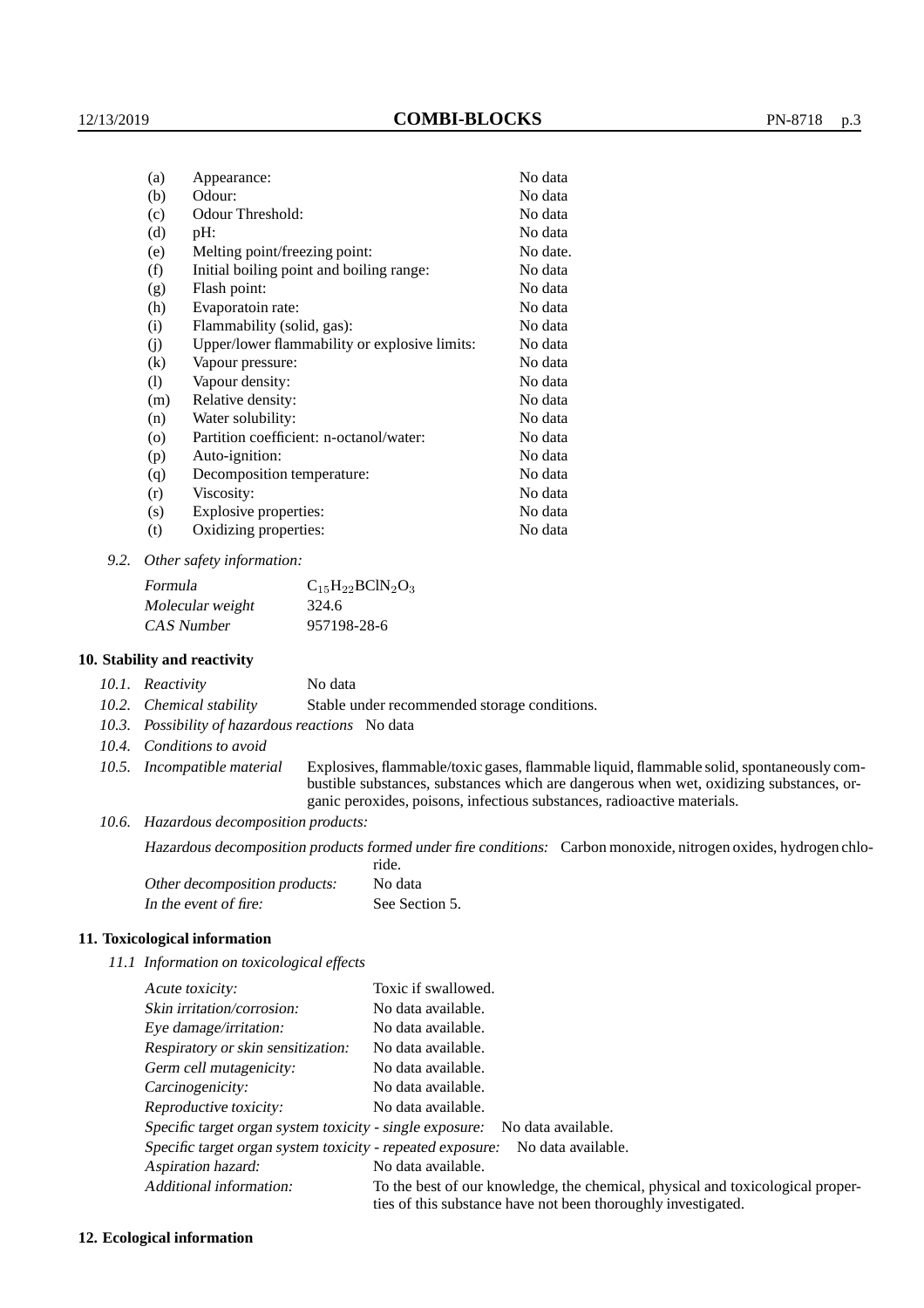| | | |
|---|---|---|
| (a) | Appearance: | No data |
| (b) | Odour: | No data |
| (c) | Odour Threshold: | No data |
| (d) | pH: | No data |
| (e) | Melting point/freezing point: | No date. |
| (f) | Initial boiling point and boiling range: | No data |
| (g) | Flash point: | No data |
| (h) | Evaporatoin rate: | No data |
| (i) | Flammability (solid, gas): | No data |
| (j) | Upper/lower flammability or explosive limits: | No data |
| (k) | Vapour pressure: | No data |
| (l) | Vapour density: | No data |
| (m) | Relative density: | No data |
| (n) | Water solubility: | No data |
| (o) | Partition coefficient: n-octanol/water: | No data |
| (p) | Auto-ignition: | No data |
| (q) | Decomposition temperature: | No data |
| (r) | Viscosity: | No data |
| (s) | Explosive properties: | No data |
| (t) | Oxidizing properties: | No data |

9.2. *Other safety information:*

| | |
|---|---|
| *Formula* | $C_{15}H_{22}BClN_2O_3$ |
| *Molecular weight* | 324.6 |
| *CAS Number* | 957198-28-6 |

## 10. Stability and reactivity

10.1. *Reactivity* No data

10.2. *Chemical stability* Stable under recommended storage conditions.

10.3. *Possibility of hazardous reactions* No data

10.4. *Conditions to avoid*

10.5. *Incompatible material* Explosives, flammable/toxic gases, flammable liquid, flammable solid, spontaneously combustible substances, substances which are dangerous when wet, oxidizing substances, organic peroxides, poisons, infectious substances, radioactive materials.

10.6. *Hazardous decomposition products:*

*Hazardous decomposition products formed under fire conditions:* Carbon monoxide, nitrogen oxides, hydrogen chloride.

*Other decomposition products:* No data

*In the event of fire:* See Section 5.

## 11. Toxicological information

*11.1 Information on toxicological effects*

| | |
|---|---|
| *Acute toxicity:* | Toxic if swallowed. |
| *Skin irritation/corrosion:* | No data available. |
| *Eye damage/irritation:* | No data available. |
| *Respiratory or skin sensitization:* | No data available. |
| *Germ cell mutagenicity:* | No data available. |
| *Carcinogenicity:* | No data available. |
| *Reproductive toxicity:* | No data available. |
| *Specific target organ system toxicity - single exposure:* | No data available. |
| *Specific target organ system toxicity - repeated exposure:* | No data available. |
| *Aspiration hazard:* | No data available. |
| *Additional information:* | To the best of our knowledge, the chemical, physical and toxicological properties of this substance have not been thoroughly investigated. |

## 12. Ecological information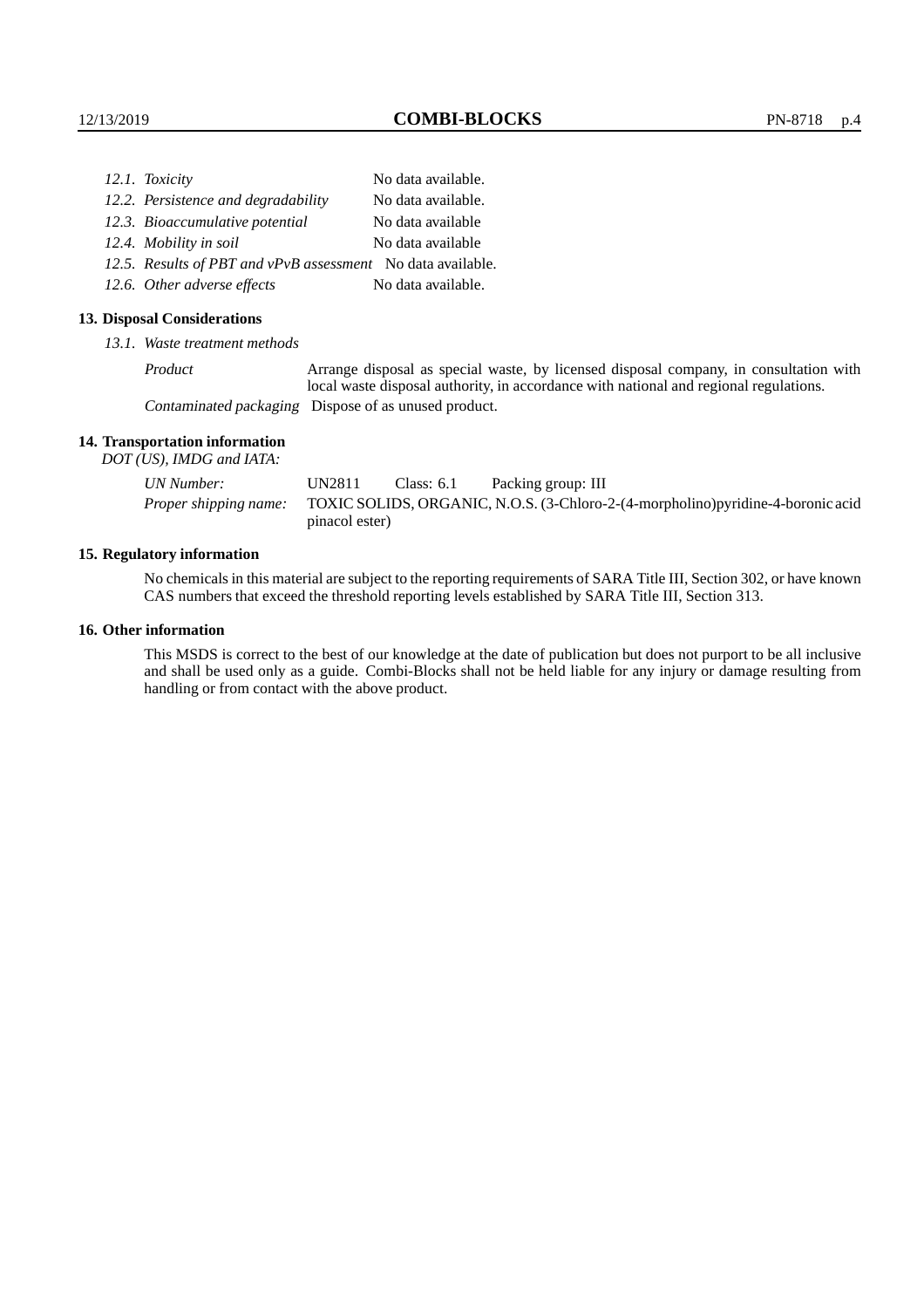| | |
|---|---|
| *12.1. Toxicity* | No data available. |
| *12.2. Persistence and degradability* | No data available. |
| *12.3. Bioaccumulative potential* | No data available |
| *12.4. Mobility in soil* | No data available |
| *12.5. Results of PBT and vPvB assessment* | No data available. |
| *12.6. Other adverse effects* | No data available. |

### 13. Disposal Considerations

*13.1. Waste treatment methods*

| | |
|---|---|
| *Product* | Arrange disposal as special waste, by licensed disposal company, in consultation with local waste disposal authority, in accordance with national and regional regulations. |
| *Contaminated packaging* | Dispose of as unused product. |

### 14. Transportation information

*DOT (US), IMDG and IATA:*

| | |
|---|---|
| *UN Number:* | UN2811 Class: 6.1 Packing group: III |
| *Proper shipping name:* | TOXIC SOLIDS, ORGANIC, N.O.S. (3-Chloro-2-(4-morpholino)pyridine-4-boronic acid pinacol ester) |

### 15. Regulatory information

No chemicals in this material are subject to the reporting requirements of SARA Title III, Section 302, or have known CAS numbers that exceed the threshold reporting levels established by SARA Title III, Section 313.

### 16. Other information

This MSDS is correct to the best of our knowledge at the date of publication but does not purport to be all inclusive and shall be used only as a guide. Combi-Blocks shall not be held liable for any injury or damage resulting from handling or from contact with the above product.